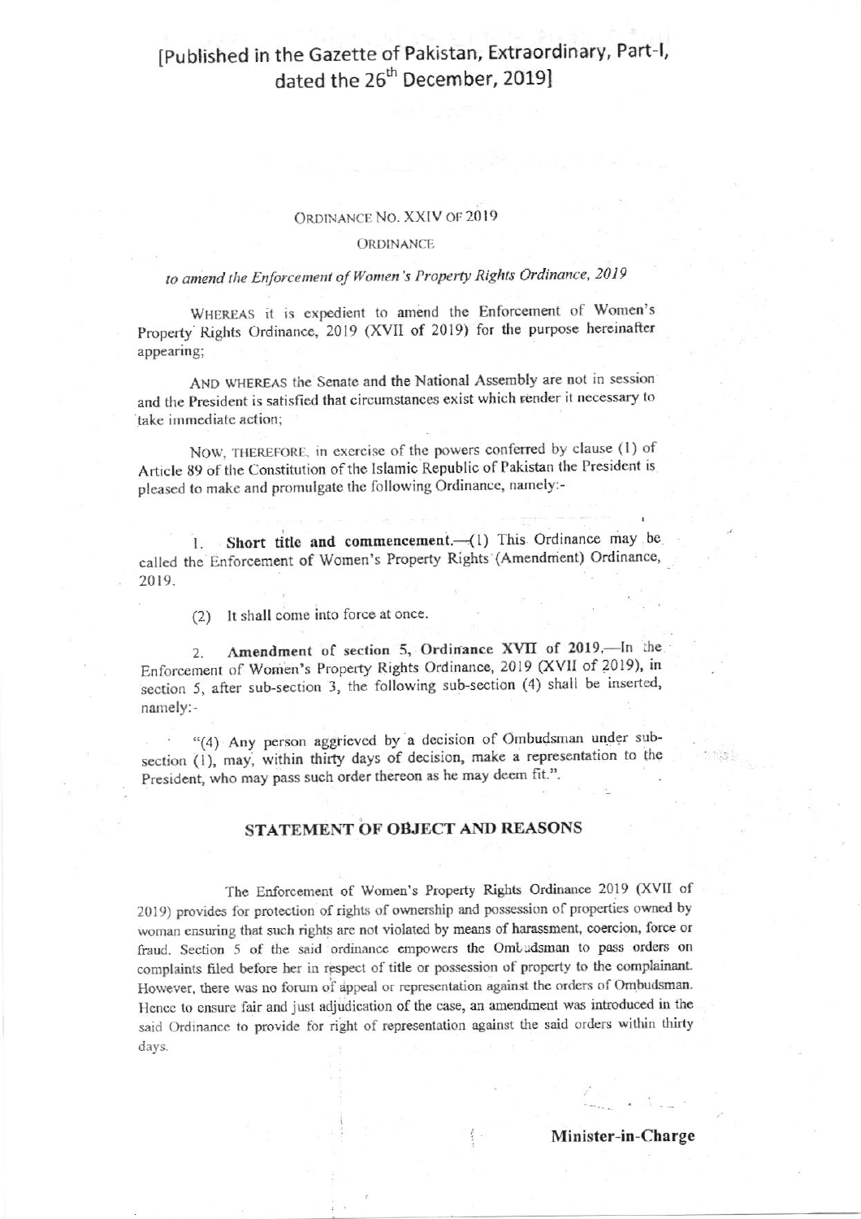# [Published in the Gazette of Pakistan, Extraordinary, Part-I, dated the 26th December, 2019]

ORDINANCE NO. XXIV OF 2019

ORDINANCE

*to amend the Enforcement of Women's Property Rights Ordinance, 2019*

WHEREAS it is expedient to amend the Enforcement of Women's Property Rights Ordinance, 2019 (XVII of 2019) for the purpose hereinafter appearing;

AND WHEREAS the Senate and the National Assembly are not in session and the President is satisfied that circumstances exist which render it necessary to take immediate action;

NOW, THEREFORE, in exercise of the powers conferred by clause (1) of Article 89 of the Constitution of the Islamic Republic of Pakistan the President is pleased to make and promulgate the following Ordinance, namely:-

1. **Short title and commencement.**—(1) This Ordinance may be called the Enforcement of Women's Property Rights (Amendment) Ordinance, 2019.

(2) It shall come into force at once.

2. **Amendment of section 5, Ordinance XVII of 2019.**—In the Enforcement of Women's Property Rights Ordinance, 2019 (XVII of 2019), in section 5, after sub-section 3, the following sub-section (4) shall be inserted, namely:-

"(4) Any person aggrieved by a decision of Ombudsman under sub-section (1), may, within thirty days of decision, make a representation to the President, who may pass such order thereon as he may deem fit.".

## STATEMENT OF OBJECT AND REASONS

The Enforcement of Women's Property Rights Ordinance 2019 (XVII of 2019) provides for protection of rights of ownership and possession of properties owned by woman ensuring that such rights are not violated by means of harassment, coercion, force or fraud. Section 5 of the said ordinance empowers the Ombudsman to pass orders on complaints filed before her in respect of title or possession of property to the complainant. However, there was no forum of appeal or representation against the orders of Ombudsman. Hence to ensure fair and just adjudication of the case, an amendment was introduced in the said Ordinance to provide for right of representation against the said orders within thirty days.

**Minister-in-Charge**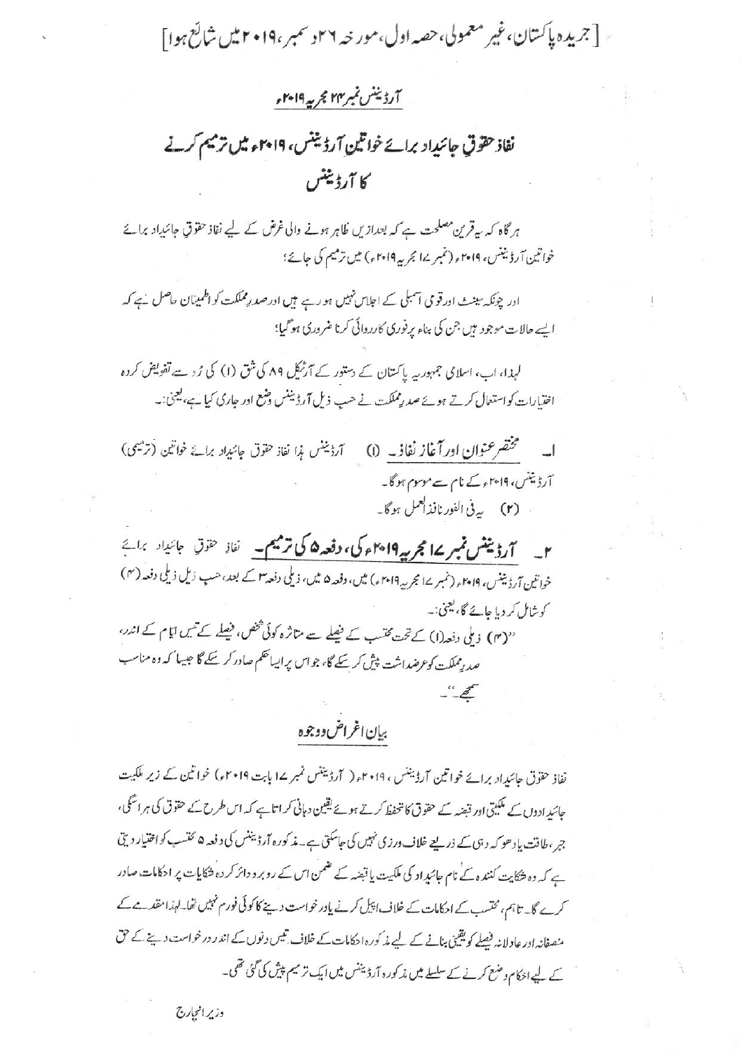[جریدہ پاکستان، غیر معمولی، حصہ اول، مورخہ ۲۶ دسمبر، ۲۰۱۹ میں شائع ہوا]

## آرڈیننس نمبر ۲۴ مجریہ ۲۰۱۹ء

# نفاذ حقوقِ جائیداد برائے خواتین آرڈیننس، ۲۰۱۹ء میں ترمیم کرنے کا آرڈیننس

ہر گاہ کہ یہ قرین مصلحت ہے کہ بعدازیں ظاہر ہونے والی غرض کے لیے نفاذ حقوقِ جائیداد برائے خواتین آرڈیننس، ۲۰۱۹ء (نمبر ۱۷ مجریہ ۲۰۱۹ء) میں ترمیم کی جائے؛

اور چونکہ سینٹ اور قومی اسمبلی کے اجلاس نہیں ہو رہے ہیں اور صدرِ مملکت کو اطمینان حاصل ہے کہ ایسے حالات موجود ہیں جن کی بناء پر فوری کارروائی کرنا ضروری ہو گیا؛

لہذا، اب، اسلامی جمہوریہ پاکستان کے دستور کے آرٹیکل ۸۹ کی شق (۱) کی رُو سے تفویض کردہ اختیارات کو استعمال کرتے ہوئے صدرِ مملکت نے حسب ذیل آرڈیننس وضع اور جاری کیا ہے، یعنی:۔

۱۔ **مختصر عنوان اور آغاز نفاذ۔** (۱) آرڈیننس ہذا نفاذ حقوق جائیداد برائے خواتین (ترمیمی) آرڈیننس، ۲۰۱۹ء کے نام سے موسوم ہوگا۔

(۲) یہ فی الفور نافذ العمل ہوگا۔

۲۔ **آرڈیننس نمبر ۱۷ مجریہ ۲۰۱۹ء کی، دفعہ ۵ کی ترمیم۔** نفاذ حقوق جائیداد برائے خواتین آرڈیننس، ۲۰۱۹ء (نمبر ۱۷ مجریہ ۲۰۱۹ء) میں، دفعہ ۵ میں، ذیلی دفعہ ۳ کے بعد، حسب ذیل ذیلی دفعہ (۴) کو شامل کر دیا جائے گا، یعنی:۔

"(۴) ذیلی دفعہ (۱) کے تحت محتسب کے فیصلے سے متاثرہ کوئی شخص، فیصلے کے تیس ایام کے اندر، صدرِ مملکت کو عرضداشت پیش کر سکے گا، جو اس پر ایسا حکم صادر کر سکے گا جیسا کہ وہ مناسب سمجھے۔"۔

## بیان اغراض و وجوہ

نفاذ حقوق جائیداد برائے خواتین آرڈیننس، ۲۰۱۹ء (آرڈیننس نمبر ۱۷ بابت ۲۰۱۹ء) خواتین کے زیر ملکیت جائیدادوں کے ملکیتی اور قبضہ کے حقوق کا تحفظ کرتے ہوئے یقین دہانی کراتا ہے کہ اس طرح کے حقوق کی ہراسگی، جبر، طاقت یا دھوکہ دہی کے ذریعے خلاف ورزی نہیں کی جا سکتی ہے۔ مذکورہ آرڈیننس کی دفعہ ۵ محتسب کو اختیار دیتی ہے کہ وہ شکایت کنندہ کے نام جائیداد کی ملکیت یا قبضہ کے ضمن اس کے روبرو دائر کردہ شکایات پر احکامات صادر کرے گا۔ تاہم، محتسب کے احکامات کے خلاف اپیل کرنے یا درخواست دینے کا کوئی فورم نہیں تھا۔ لہذا مقدمے کے منصفانہ اور عادلانہ فیصلے کو یقینی بنانے کے لیے مذکورہ احکامات کے خلاف تیس دنوں کے اندر درخواست دینے کے حق کے لیے احکام وضع کرنے کے سلسلے میں مذکورہ آرڈیننس میں ایک ترمیم پیش کی گئی تھی۔

وزیر انچارج